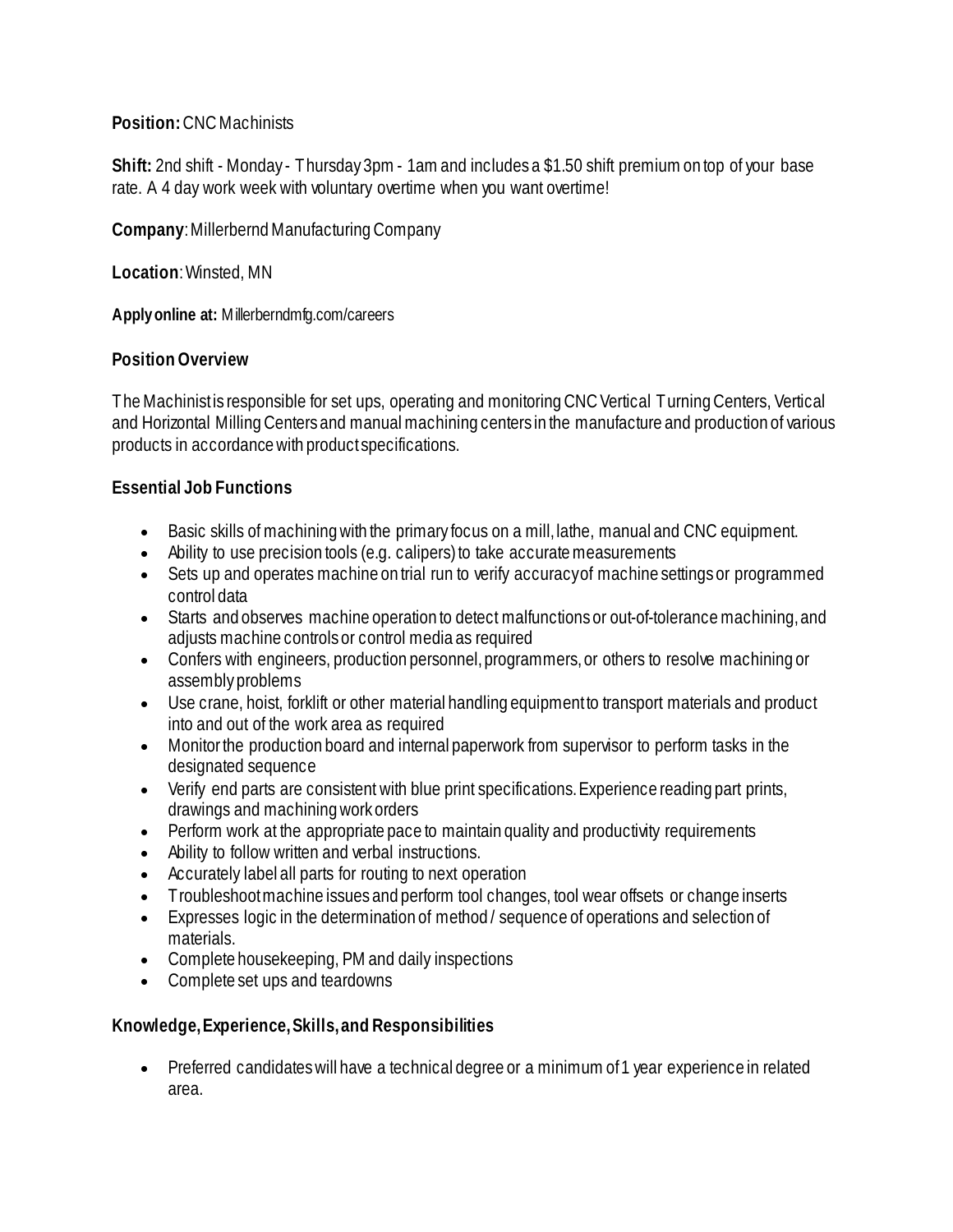**Position:** CNC Machinists

**Shift:** 2nd shift - Monday - Thursday 3pm - 1am and includes a $1.50 shift premium on top of your base rate. A 4 day work week with voluntary overtime when you want overtime!

**Company**: Millerbernd Manufacturing Company

**Location**: Winsted, MN

**Apply online at:** Millerberndmfg.com/careers

**Position Overview**

The Machinist is responsible for set ups, operating and monitoring CNC Vertical Turning Centers, Vertical and Horizontal Milling Centers and manual machining centers in the manufacture and production of various products in accordance with product specifications.

**Essential Job Functions**

- Basic skills of machining with the primary focus on a mill, lathe, manual and CNC equipment.
- Ability to use precision tools (e.g. calipers) to take accurate measurements
- Sets up and operates machine on trial run to verify accuracy of machine settings or programmed control data
- Starts and observes machine operation to detect malfunctions or out-of-tolerance machining, and adjusts machine controls or control media as required
- Confers with engineers, production personnel, programmers, or others to resolve machining or assembly problems
- Use crane, hoist, forklift or other material handling equipment to transport materials and product into and out of the work area as required
- Monitor the production board and internal paperwork from supervisor to perform tasks in the designated sequence
- Verify end parts are consistent with blue print specifications. Experience reading part prints, drawings and machining work orders
- Perform work at the appropriate pace to maintain quality and productivity requirements
- Ability to follow written and verbal instructions.
- Accurately label all parts for routing to next operation
- Troubleshoot machine issues and perform tool changes, tool wear offsets or change inserts
- Expresses logic in the determination of method / sequence of operations and selection of materials.
- Complete housekeeping, PM and daily inspections
- Complete set ups and teardowns

**Knowledge, Experience, Skills, and Responsibilities**

- Preferred candidates will have a technical degree or a minimum of 1 year experience in related area.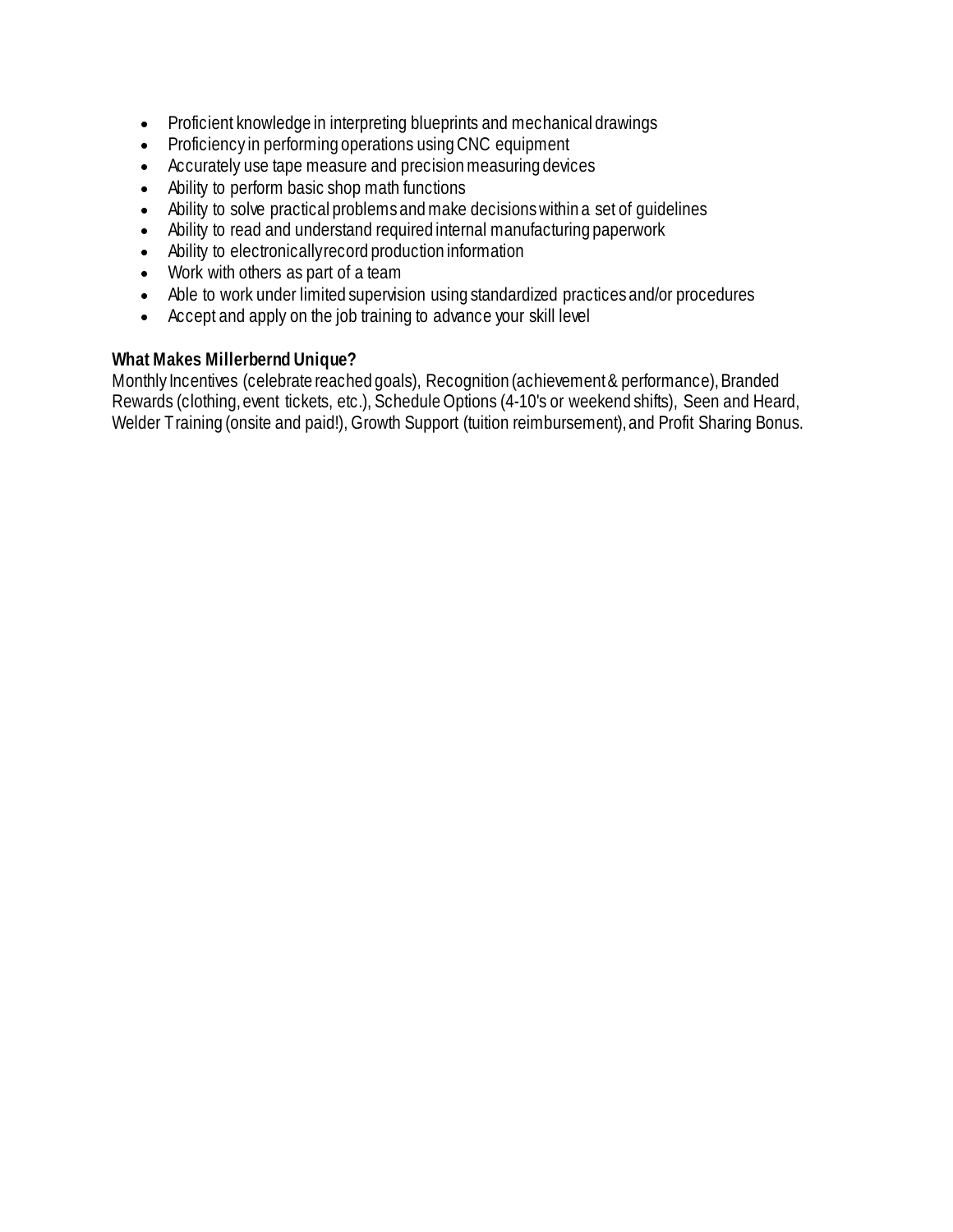- Proficient knowledge in interpreting blueprints and mechanical drawings
- Proficiency in performing operations using CNC equipment
- Accurately use tape measure and precision measuring devices
- Ability to perform basic shop math functions
- Ability to solve practical problems and make decisions within a set of guidelines
- Ability to read and understand required internal manufacturing paperwork
- Ability to electronically record production information
- Work with others as part of a team
- Able to work under limited supervision using standardized practices and/or procedures
- Accept and apply on the job training to advance your skill level

**What Makes Millerbernd Unique?**

Monthly Incentives (celebrate reached goals), Recognition (achievement & performance), Branded Rewards (clothing, event tickets, etc.), Schedule Options (4-10's or weekend shifts), Seen and Heard, Welder Training (onsite and paid!), Growth Support (tuition reimbursement), and Profit Sharing Bonus.